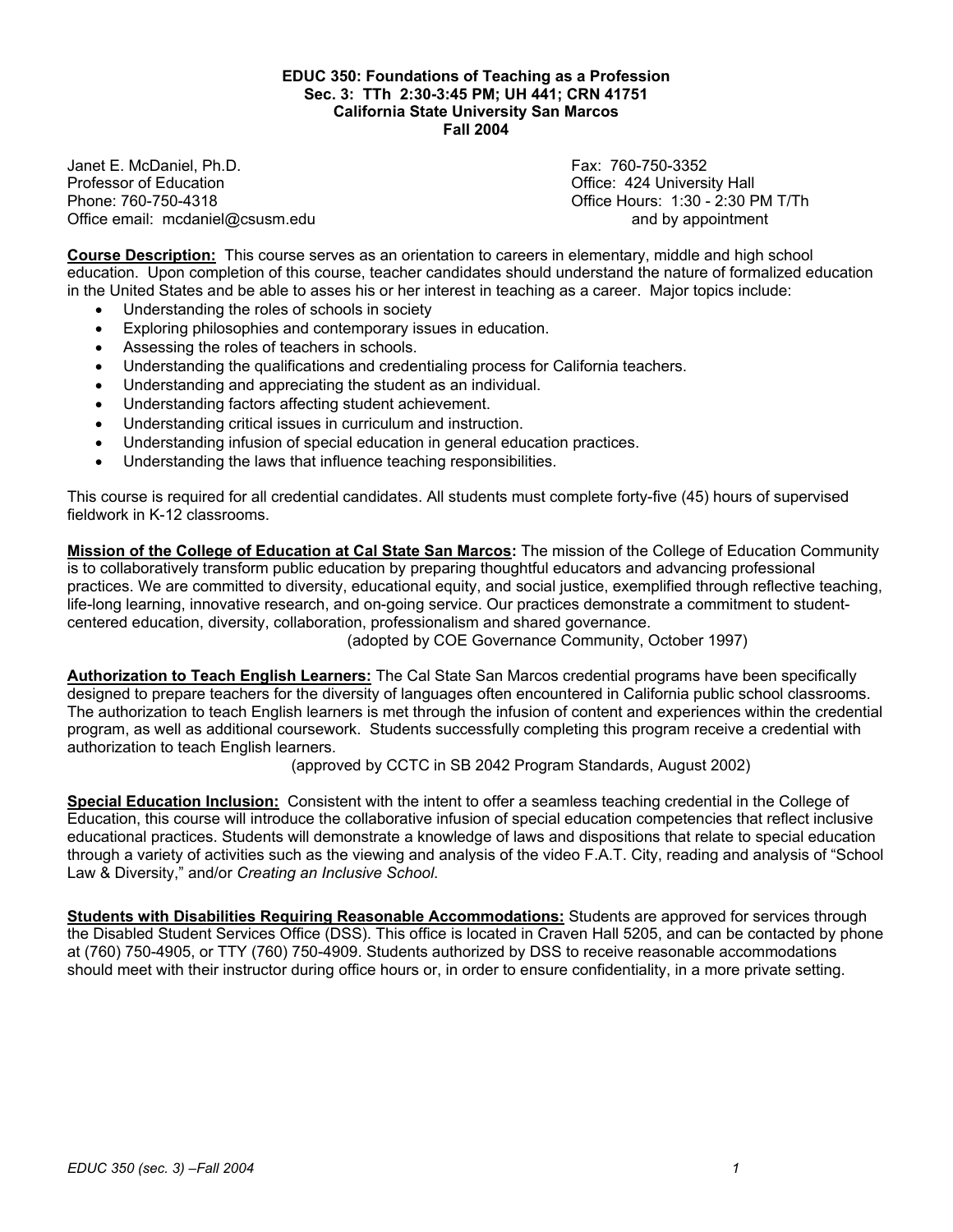**EDUC 350: Foundations of Teaching as a Profession**
**Sec. 3: TTh 2:30-3:45 PM; UH 441; CRN 41751**
**California State University San Marcos**
**Fall 2004**

Janet E. McDaniel, Ph.D.
Professor of Education
Phone: 760-750-4318
Office email: mcdaniel@csusm.edu

Fax: 760-750-3352
Office: 424 University Hall
Office Hours: 1:30 - 2:30 PM T/Th
and by appointment

**Course Description:** This course serves as an orientation to careers in elementary, middle and high school education. Upon completion of this course, teacher candidates should understand the nature of formalized education in the United States and be able to asses his or her interest in teaching as a career. Major topics include:

- Understanding the roles of schools in society
- Exploring philosophies and contemporary issues in education.
- Assessing the roles of teachers in schools.
- Understanding the qualifications and credentialing process for California teachers.
- Understanding and appreciating the student as an individual.
- Understanding factors affecting student achievement.
- Understanding critical issues in curriculum and instruction.
- Understanding infusion of special education in general education practices.
- Understanding the laws that influence teaching responsibilities.

This course is required for all credential candidates. All students must complete forty-five (45) hours of supervised fieldwork in K-12 classrooms.

**Mission of the College of Education at Cal State San Marcos:** The mission of the College of Education Community is to collaboratively transform public education by preparing thoughtful educators and advancing professional practices. We are committed to diversity, educational equity, and social justice, exemplified through reflective teaching, life-long learning, innovative research, and on-going service. Our practices demonstrate a commitment to student-centered education, diversity, collaboration, professionalism and shared governance.
(adopted by COE Governance Community, October 1997)

**Authorization to Teach English Learners:** The Cal State San Marcos credential programs have been specifically designed to prepare teachers for the diversity of languages often encountered in California public school classrooms. The authorization to teach English learners is met through the infusion of content and experiences within the credential program, as well as additional coursework. Students successfully completing this program receive a credential with authorization to teach English learners.
(approved by CCTC in SB 2042 Program Standards, August 2002)

**Special Education Inclusion:** Consistent with the intent to offer a seamless teaching credential in the College of Education, this course will introduce the collaborative infusion of special education competencies that reflect inclusive educational practices. Students will demonstrate a knowledge of laws and dispositions that relate to special education through a variety of activities such as the viewing and analysis of the video F.A.T. City, reading and analysis of "School Law & Diversity," and/or *Creating an Inclusive School*.

**Students with Disabilities Requiring Reasonable Accommodations:** Students are approved for services through the Disabled Student Services Office (DSS). This office is located in Craven Hall 5205, and can be contacted by phone at (760) 750-4905, or TTY (760) 750-4909. Students authorized by DSS to receive reasonable accommodations should meet with their instructor during office hours or, in order to ensure confidentiality, in a more private setting.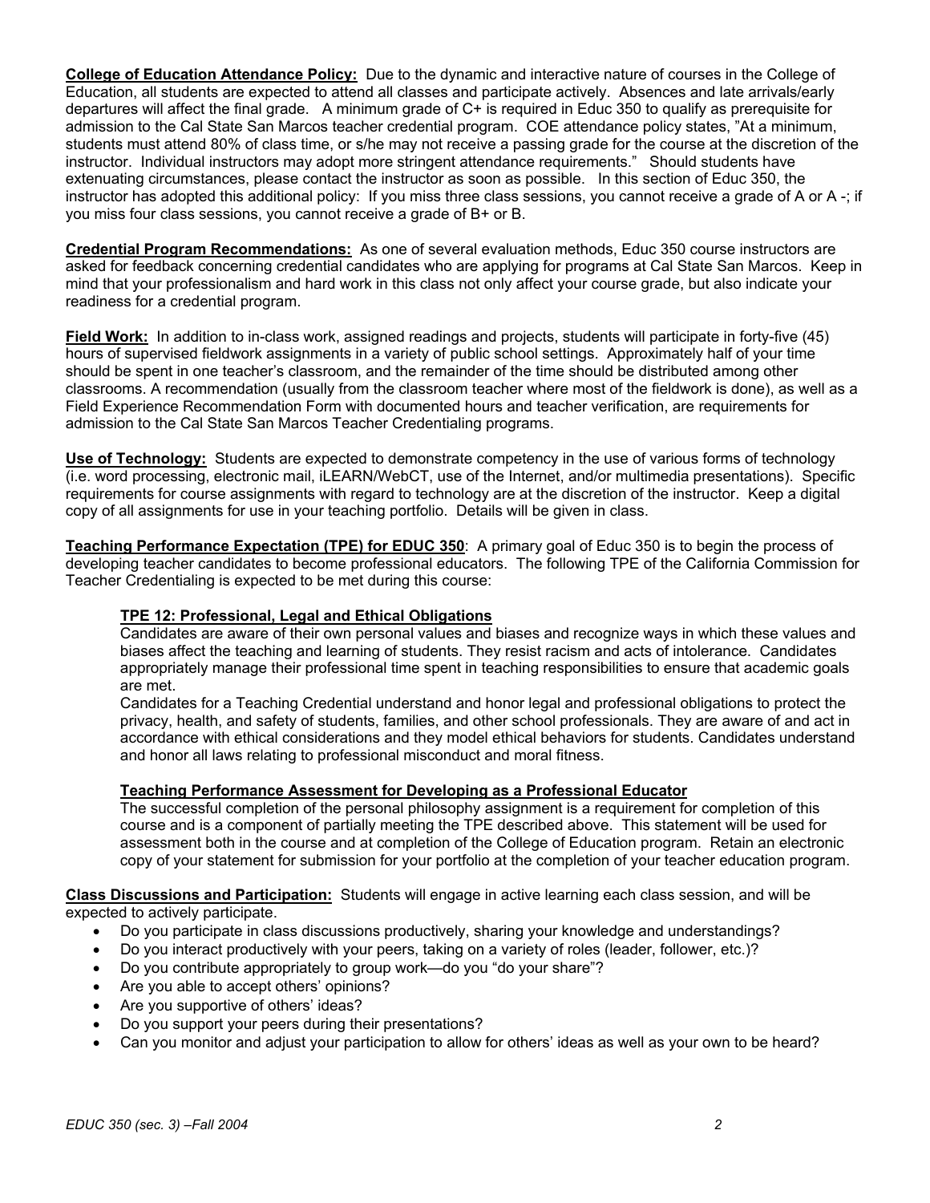**College of Education Attendance Policy:** Due to the dynamic and interactive nature of courses in the College of Education, all students are expected to attend all classes and participate actively. Absences and late arrivals/early departures will affect the final grade. A minimum grade of C+ is required in Educ 350 to qualify as prerequisite for admission to the Cal State San Marcos teacher credential program. COE attendance policy states, "At a minimum, students must attend 80% of class time, or s/he may not receive a passing grade for the course at the discretion of the instructor. Individual instructors may adopt more stringent attendance requirements." Should students have extenuating circumstances, please contact the instructor as soon as possible. In this section of Educ 350, the instructor has adopted this additional policy: If you miss three class sessions, you cannot receive a grade of A or A -; if you miss four class sessions, you cannot receive a grade of B+ or B.

**Credential Program Recommendations:** As one of several evaluation methods, Educ 350 course instructors are asked for feedback concerning credential candidates who are applying for programs at Cal State San Marcos. Keep in mind that your professionalism and hard work in this class not only affect your course grade, but also indicate your readiness for a credential program.

**Field Work:** In addition to in-class work, assigned readings and projects, students will participate in forty-five (45) hours of supervised fieldwork assignments in a variety of public school settings. Approximately half of your time should be spent in one teacher's classroom, and the remainder of the time should be distributed among other classrooms. A recommendation (usually from the classroom teacher where most of the fieldwork is done), as well as a Field Experience Recommendation Form with documented hours and teacher verification, are requirements for admission to the Cal State San Marcos Teacher Credentialing programs.

**Use of Technology:** Students are expected to demonstrate competency in the use of various forms of technology (i.e. word processing, electronic mail, iLEARN/WebCT, use of the Internet, and/or multimedia presentations). Specific requirements for course assignments with regard to technology are at the discretion of the instructor. Keep a digital copy of all assignments for use in your teaching portfolio. Details will be given in class.

**Teaching Performance Expectation (TPE) for EDUC 350**: A primary goal of Educ 350 is to begin the process of developing teacher candidates to become professional educators. The following TPE of the California Commission for Teacher Credentialing is expected to be met during this course:

**TPE 12: Professional, Legal and Ethical Obligations**

Candidates are aware of their own personal values and biases and recognize ways in which these values and biases affect the teaching and learning of students. They resist racism and acts of intolerance. Candidates appropriately manage their professional time spent in teaching responsibilities to ensure that academic goals are met.

Candidates for a Teaching Credential understand and honor legal and professional obligations to protect the privacy, health, and safety of students, families, and other school professionals. They are aware of and act in accordance with ethical considerations and they model ethical behaviors for students. Candidates understand and honor all laws relating to professional misconduct and moral fitness.

**Teaching Performance Assessment for Developing as a Professional Educator**

The successful completion of the personal philosophy assignment is a requirement for completion of this course and is a component of partially meeting the TPE described above. This statement will be used for assessment both in the course and at completion of the College of Education program. Retain an electronic copy of your statement for submission for your portfolio at the completion of your teacher education program.

**Class Discussions and Participation:** Students will engage in active learning each class session, and will be expected to actively participate.

- Do you participate in class discussions productively, sharing your knowledge and understandings?
- Do you interact productively with your peers, taking on a variety of roles (leader, follower, etc.)?
- Do you contribute appropriately to group work—do you "do your share"?
- Are you able to accept others' opinions?
- Are you supportive of others' ideas?
- Do you support your peers during their presentations?
- Can you monitor and adjust your participation to allow for others' ideas as well as your own to be heard?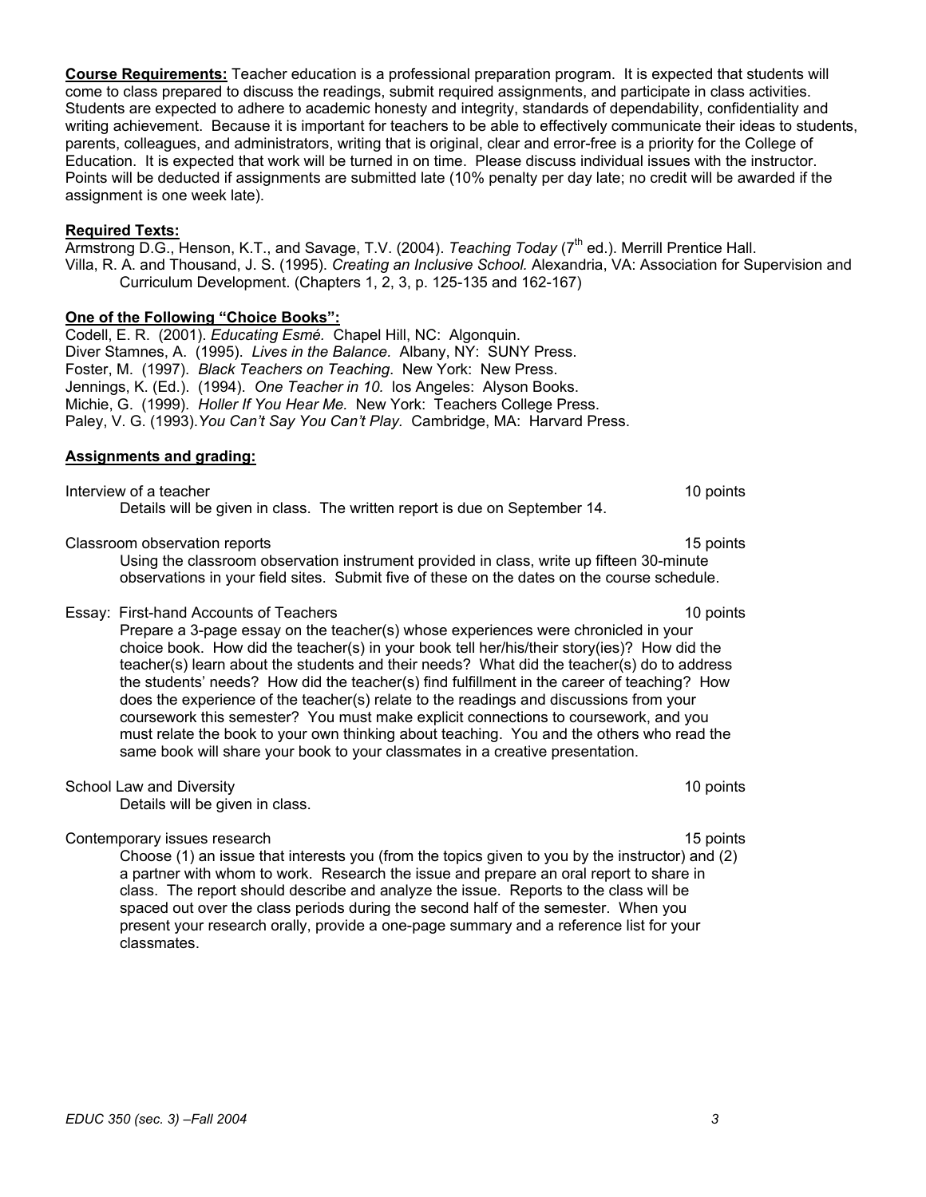**Course Requirements:** Teacher education is a professional preparation program. It is expected that students will come to class prepared to discuss the readings, submit required assignments, and participate in class activities. Students are expected to adhere to academic honesty and integrity, standards of dependability, confidentiality and writing achievement. Because it is important for teachers to be able to effectively communicate their ideas to students, parents, colleagues, and administrators, writing that is original, clear and error-free is a priority for the College of Education. It is expected that work will be turned in on time. Please discuss individual issues with the instructor. Points will be deducted if assignments are submitted late (10% penalty per day late; no credit will be awarded if the assignment is one week late).

**Required Texts:**

Armstrong D.G., Henson, K.T., and Savage, T.V. (2004). *Teaching Today* (7th ed.). Merrill Prentice Hall.

Villa, R. A. and Thousand, J. S. (1995). *Creating an Inclusive School.* Alexandria, VA: Association for Supervision and Curriculum Development. (Chapters 1, 2, 3, p. 125-135 and 162-167)

**One of the Following "Choice Books":**

Codell, E. R. (2001). *Educating Esmé.* Chapel Hill, NC: Algonquin.
Diver Stamnes, A. (1995). *Lives in the Balance.* Albany, NY: SUNY Press.
Foster, M. (1997). *Black Teachers on Teaching*. New York: New Press.
Jennings, K. (Ed.). (1994). *One Teacher in 10.* los Angeles: Alyson Books.
Michie, G. (1999). *Holler If You Hear Me.* New York: Teachers College Press.
Paley, V. G. (1993). *You Can't Say You Can't Play.* Cambridge, MA: Harvard Press.

**Assignments and grading:**

Interview of a teacher — 10 points

Details will be given in class. The written report is due on September 14.

Classroom observation reports — 15 points

Using the classroom observation instrument provided in class, write up fifteen 30-minute observations in your field sites. Submit five of these on the dates on the course schedule.

Essay: First-hand Accounts of Teachers — 10 points

Prepare a 3-page essay on the teacher(s) whose experiences were chronicled in your choice book. How did the teacher(s) in your book tell her/his/their story(ies)? How did the teacher(s) learn about the students and their needs? What did the teacher(s) do to address the students' needs? How did the teacher(s) find fulfillment in the career of teaching? How does the experience of the teacher(s) relate to the readings and discussions from your coursework this semester? You must make explicit connections to coursework, and you must relate the book to your own thinking about teaching. You and the others who read the same book will share your book to your classmates in a creative presentation.

School Law and Diversity — 10 points

Details will be given in class.

Contemporary issues research — 15 points

Choose (1) an issue that interests you (from the topics given to you by the instructor) and (2) a partner with whom to work. Research the issue and prepare an oral report to share in class. The report should describe and analyze the issue. Reports to the class will be spaced out over the class periods during the second half of the semester. When you present your research orally, provide a one-page summary and a reference list for your classmates.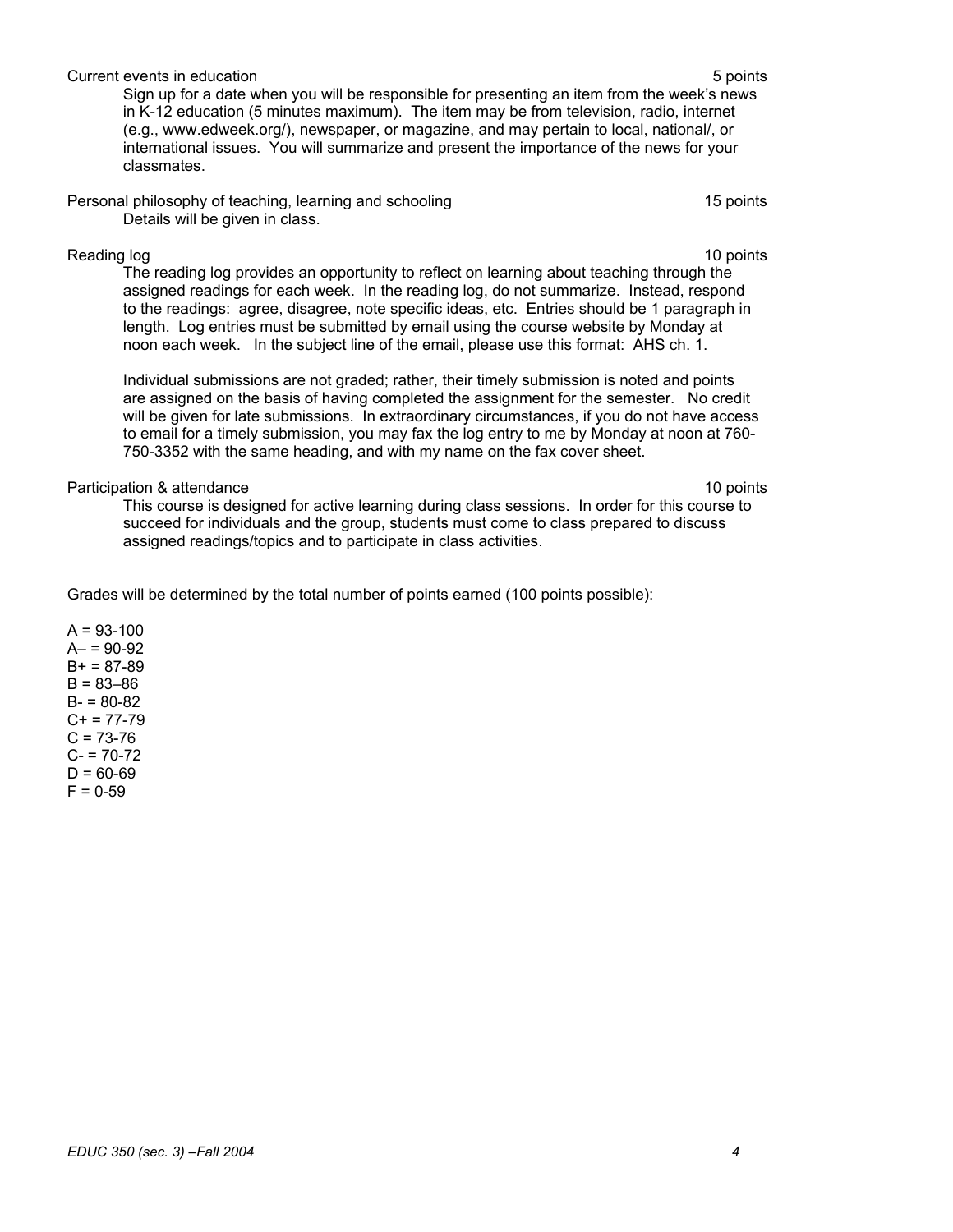Current events in education 5 points

Sign up for a date when you will be responsible for presenting an item from the week's news in K-12 education (5 minutes maximum). The item may be from television, radio, internet (e.g., www.edweek.org/), newspaper, or magazine, and may pertain to local, national/, or international issues. You will summarize and present the importance of the news for your classmates.

Personal philosophy of teaching, learning and schooling 15 points

Details will be given in class.

Reading log 10 points

The reading log provides an opportunity to reflect on learning about teaching through the assigned readings for each week. In the reading log, do not summarize. Instead, respond to the readings: agree, disagree, note specific ideas, etc. Entries should be 1 paragraph in length. Log entries must be submitted by email using the course website by Monday at noon each week. In the subject line of the email, please use this format: AHS ch. 1.

Individual submissions are not graded; rather, their timely submission is noted and points are assigned on the basis of having completed the assignment for the semester. No credit will be given for late submissions. In extraordinary circumstances, if you do not have access to email for a timely submission, you may fax the log entry to me by Monday at noon at 760-750-3352 with the same heading, and with my name on the fax cover sheet.

Participation & attendance 10 points

This course is designed for active learning during class sessions. In order for this course to succeed for individuals and the group, students must come to class prepared to discuss assigned readings/topics and to participate in class activities.

Grades will be determined by the total number of points earned (100 points possible):

A = 93-100
A– = 90-92
B+ = 87-89
B = 83–86
B- = 80-82
C+ = 77-79
C = 73-76
C- = 70-72
D = 60-69
F = 0-59